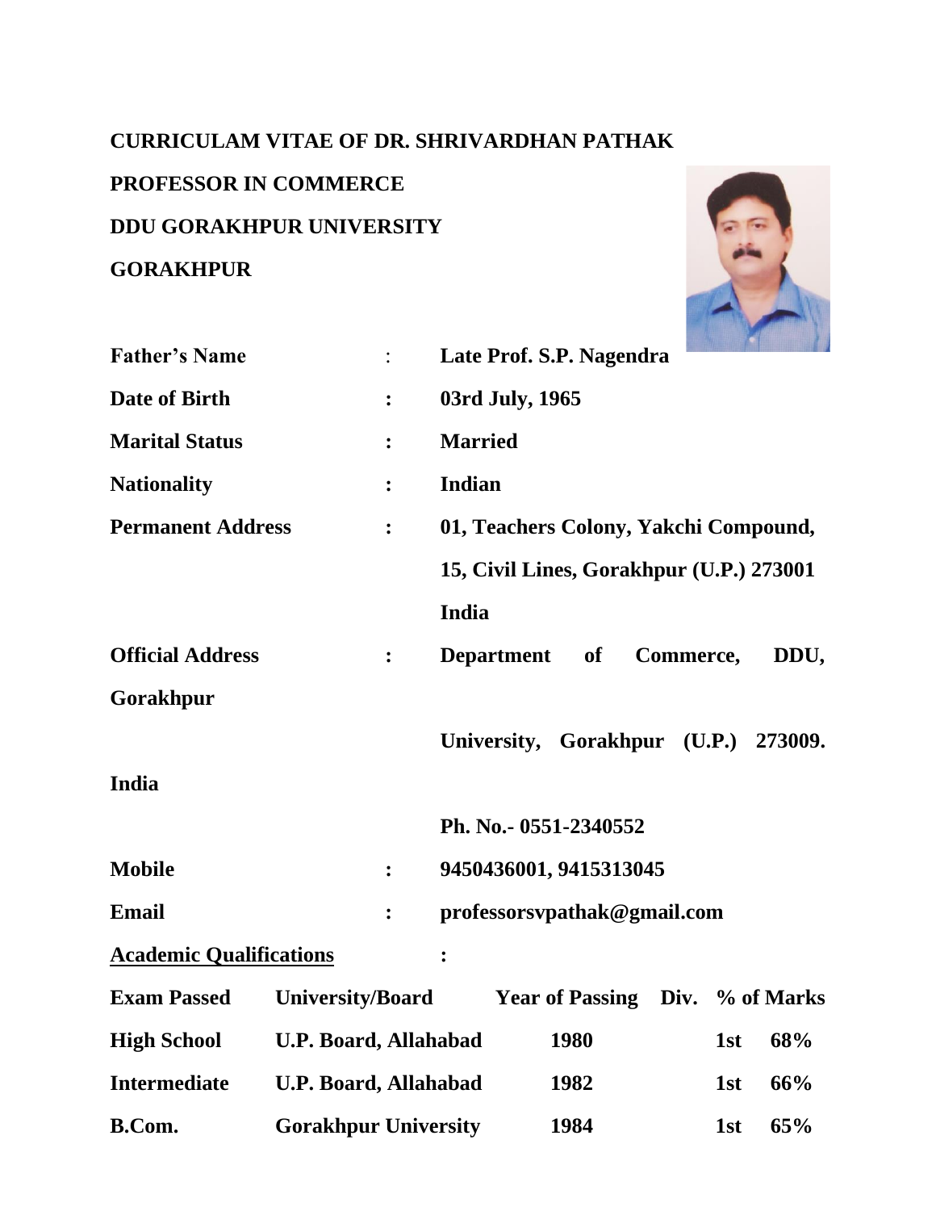# CURRICULAM VITAE OF DR. SHRIVARDHAN PATHAK

**PROFESSOR IN COMMERCE**

**DDU GORAKHPUR UNIVERSITY**

**GORAKHPUR**

**Father's Name** : **Late Prof. S.P. Nagendra**

**Date of Birth** : **03rd July, 1965**

**Marital Status** : **Married**

**Nationality** : **Indian**

**Permanent Address** : **01, Teachers Colony, Yakchi Compound, 15, Civil Lines, Gorakhpur (U.P.) 273001 India**

**Official Address** : **Department of Commerce, DDU, Gorakhpur University, Gorakhpur (U.P.) 273009. India**

**Ph. No.- 0551-2340552**

**Mobile** : **9450436001, 9415313045**

**Email** : **professorsvpathak@gmail.com**

## Academic Qualifications :

| Exam Passed | University/Board | Year of Passing | Div. | % of Marks |
|---|---|---|---|---|
| High School | U.P. Board, Allahabad | 1980 | 1st | 68% |
| Intermediate | U.P. Board, Allahabad | 1982 | 1st | 66% |
| B.Com. | Gorakhpur University | 1984 | 1st | 65% |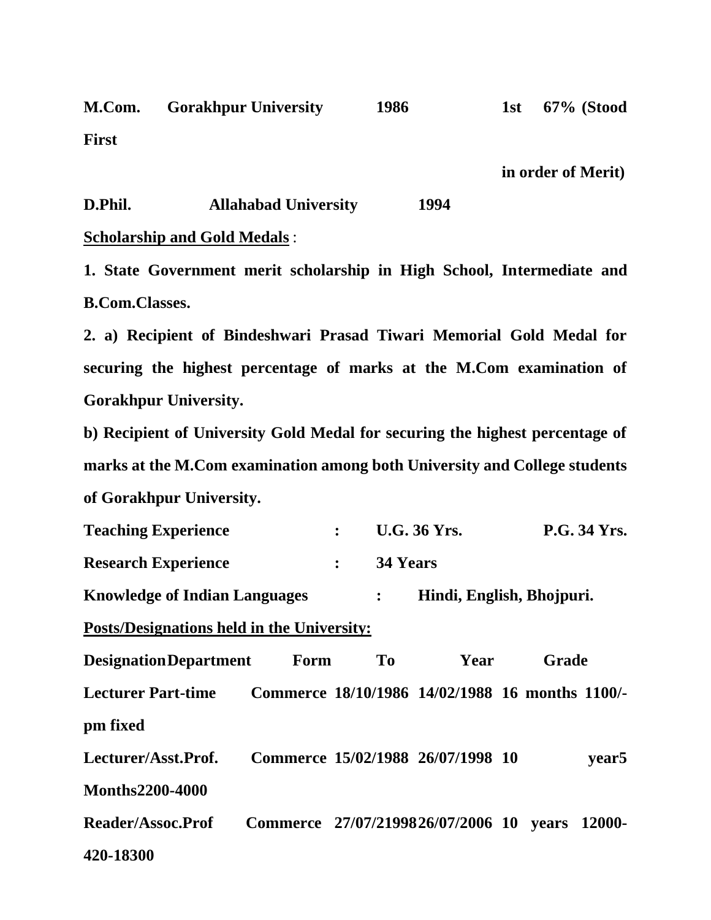**M.Com. Gorakhpur University 1986 1st 67% (Stood First in order of Merit)**

**D.Phil. Allahabad University 1994**

**Scholarship and Gold Medals** :

**1. State Government merit scholarship in High School, Intermediate and B.Com.Classes.**

**2. a) Recipient of Bindeshwari Prasad Tiwari Memorial Gold Medal for securing the highest percentage of marks at the M.Com examination of Gorakhpur University.**

**b) Recipient of University Gold Medal for securing the highest percentage of marks at the M.Com examination among both University and College students of Gorakhpur University.**

**Teaching Experience : U.G. 36 Yrs. P.G. 34 Yrs.**

**Research Experience : 34 Years**

**Knowledge of Indian Languages : Hindi, English, Bhojpuri.**

**Posts/Designations held in the University:**

| Designation | Department | Form | To | Year | Grade |
|---|---|---|---|---|---|
| Lecturer Part-time | Commerce | 18/10/1986 | 14/02/1988 | 16 months | 1100/- pm fixed |
| Lecturer/Asst.Prof. | Commerce | 15/02/1988 | 26/07/1998 | 10 year5 Months | 2200-4000 |
| Reader/Assoc.Prof | Commerce | 27/07/21998 | 26/07/2006 | 10 years | 12000-420-18300 |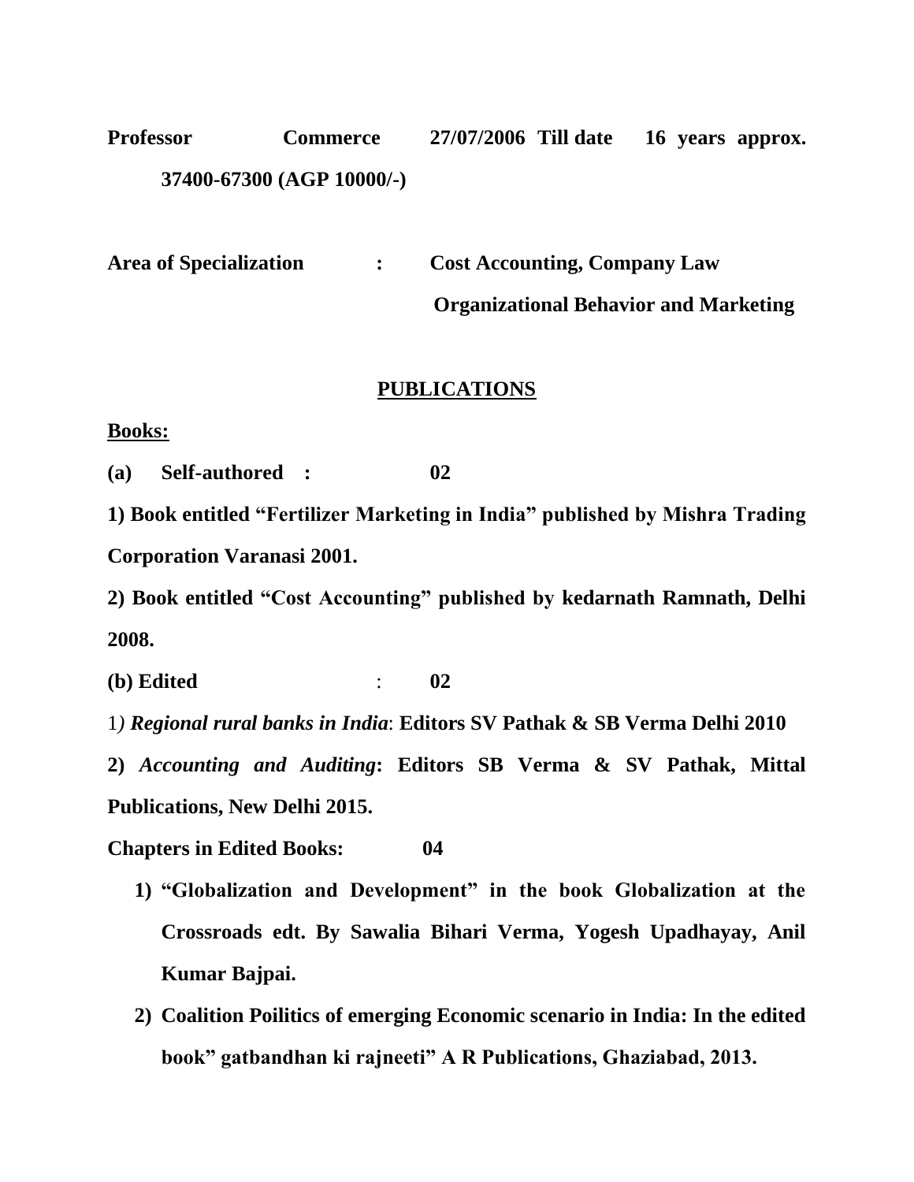**Professor Commerce 27/07/2006 Till date 16 years approx. 37400-67300 (AGP 10000/-)**

**Area of Specialization : Cost Accounting, Company Law Organizational Behavior and Marketing**

## PUBLICATIONS

**Books:**

**(a) Self-authored : 02**

**1) Book entitled "Fertilizer Marketing in India" published by Mishra Trading Corporation Varanasi 2001.**

**2) Book entitled "Cost Accounting" published by kedarnath Ramnath, Delhi 2008.**

**(b) Edited : 02**

1) ***Regional rural banks in India*: Editors SV Pathak & SB Verma Delhi 2010**

**2) *Accounting and Auditing*: Editors SB Verma & SV Pathak, Mittal Publications, New Delhi 2015.**

**Chapters in Edited Books: 04**

1) **"Globalization and Development" in the book Globalization at the Crossroads edt. By Sawalia Bihari Verma, Yogesh Upadhayay, Anil Kumar Bajpai.**
2) **Coalition Poilitics of emerging Economic scenario in India: In the edited book" gatbandhan ki rajneeti" A R Publications, Ghaziabad, 2013.**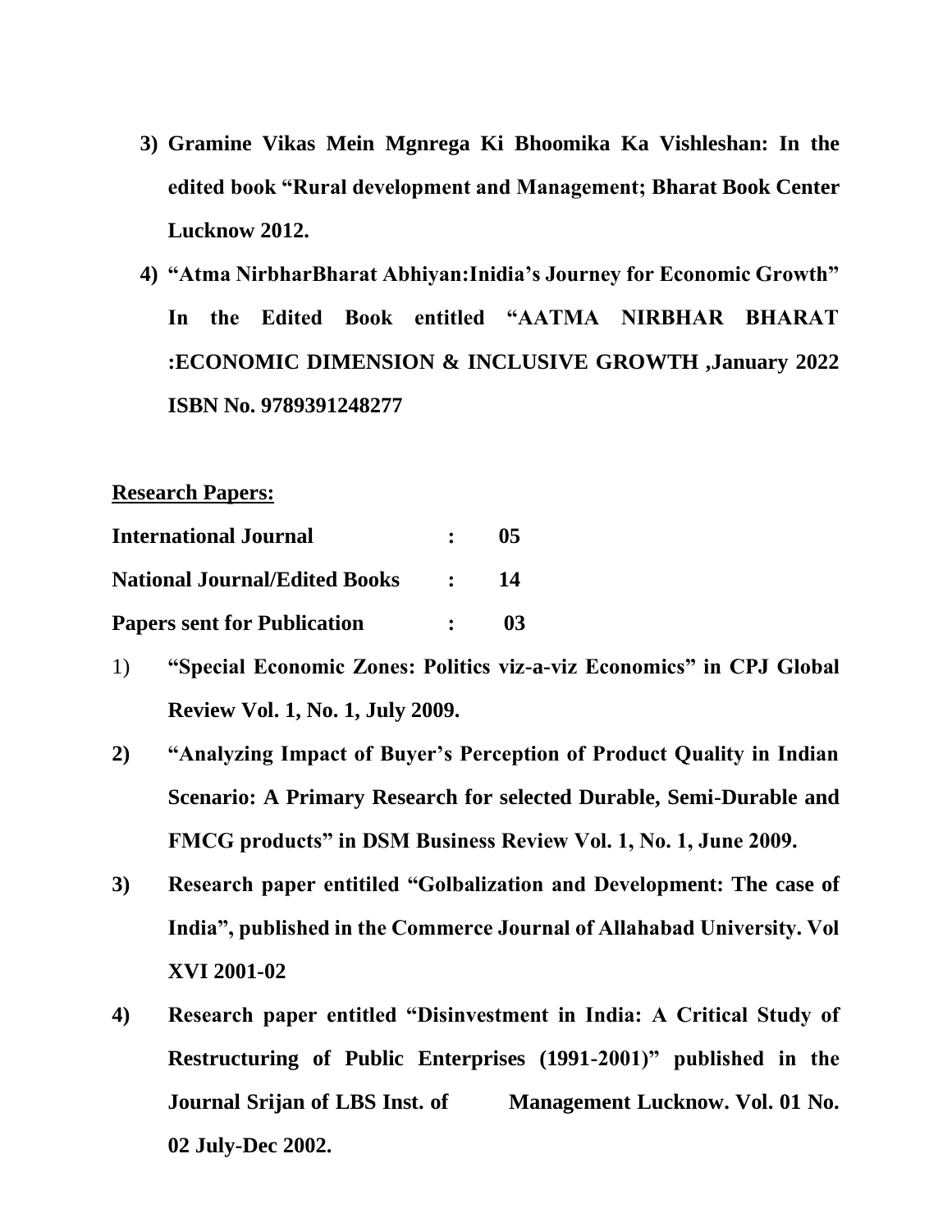3) **Gramine Vikas Mein Mgnrega Ki Bhoomika Ka Vishleshan: In the edited book "Rural development and Management; Bharat Book Center Lucknow 2012.**

4) **"Atma NirbharBharat Abhiyan:Inidia's Journey for Economic Growth" In the Edited Book entitled "AATMA NIRBHAR BHARAT :ECONOMIC DIMENSION & INCLUSIVE GROWTH ,January 2022 ISBN No. 9789391248277**

**Research Papers:**

| | | |
|---|---|---|
| **International Journal** | **:** | **05** |
| **National Journal/Edited Books** | **:** | **14** |
| **Papers sent for Publication** | **:** | **03** |

1) **"Special Economic Zones: Politics viz-a-viz Economics" in CPJ Global Review Vol. 1, No. 1, July 2009.**

2) **"Analyzing Impact of Buyer's Perception of Product Quality in Indian Scenario: A Primary Research for selected Durable, Semi-Durable and FMCG products" in DSM Business Review Vol. 1, No. 1, June 2009.**

3) **Research paper entitiled "Golbalization and Development: The case of India", published in the Commerce Journal of Allahabad University. Vol XVI 2001-02**

4) **Research paper entitled "Disinvestment in India: A Critical Study of Restructuring of Public Enterprises (1991-2001)" published in the Journal Srijan of LBS Inst. of Management Lucknow. Vol. 01 No. 02 July-Dec 2002.**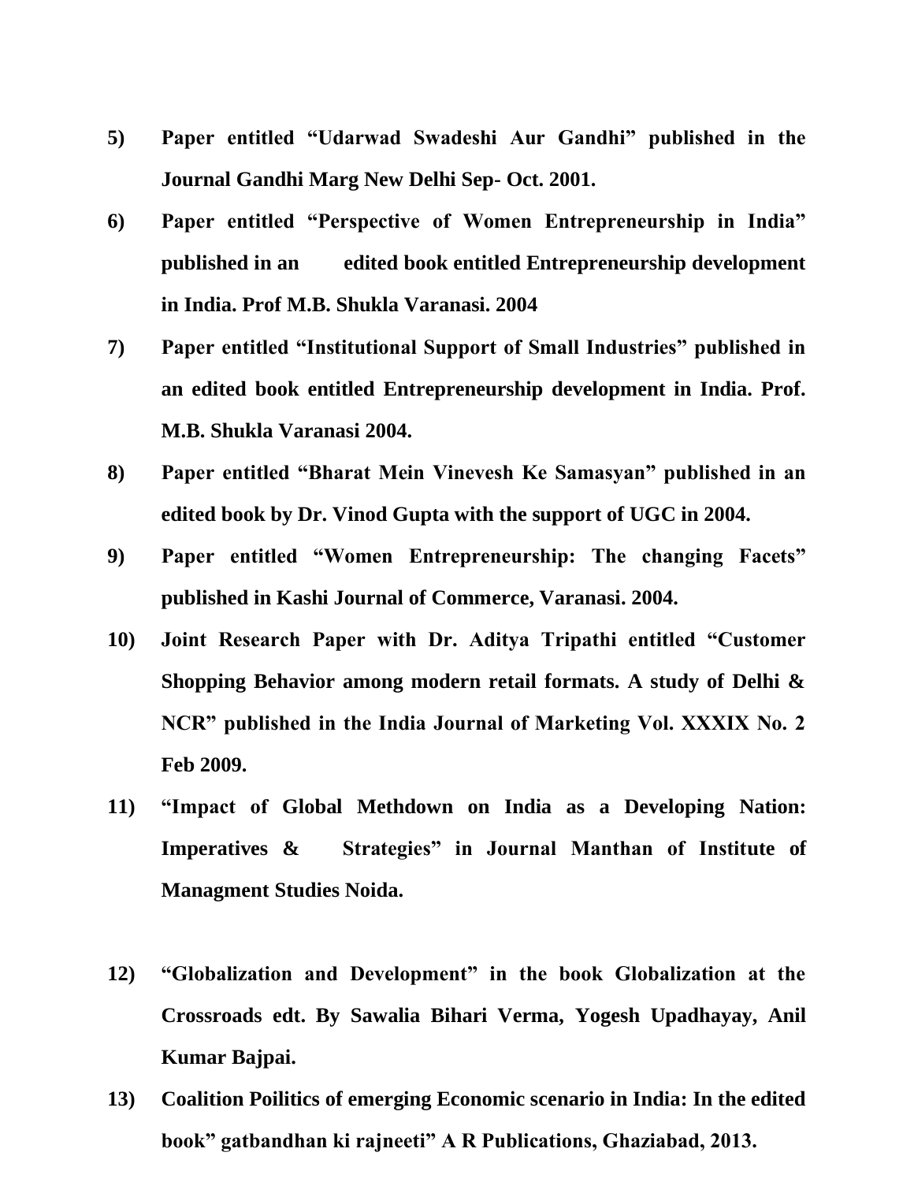5) **Paper entitled "Udarwad Swadeshi Aur Gandhi" published in the Journal Gandhi Marg New Delhi Sep- Oct. 2001.**

6) **Paper entitled "Perspective of Women Entrepreneurship in India" published in an edited book entitled Entrepreneurship development in India. Prof M.B. Shukla Varanasi. 2004**

7) **Paper entitled "Institutional Support of Small Industries" published in an edited book entitled Entrepreneurship development in India. Prof. M.B. Shukla Varanasi 2004.**

8) **Paper entitled "Bharat Mein Vinevesh Ke Samasyan" published in an edited book by Dr. Vinod Gupta with the support of UGC in 2004.**

9) **Paper entitled "Women Entrepreneurship: The changing Facets" published in Kashi Journal of Commerce, Varanasi. 2004.**

10) **Joint Research Paper with Dr. Aditya Tripathi entitled "Customer Shopping Behavior among modern retail formats. A study of Delhi & NCR" published in the India Journal of Marketing Vol. XXXIX No. 2 Feb 2009.**

11) **"Impact of Global Methdown on India as a Developing Nation: Imperatives & Strategies" in Journal Manthan of Institute of Managment Studies Noida.**

12) **"Globalization and Development" in the book Globalization at the Crossroads edt. By Sawalia Bihari Verma, Yogesh Upadhayay, Anil Kumar Bajpai.**

13) **Coalition Poilitics of emerging Economic scenario in India: In the edited book" gatbandhan ki rajneeti" A R Publications, Ghaziabad, 2013.**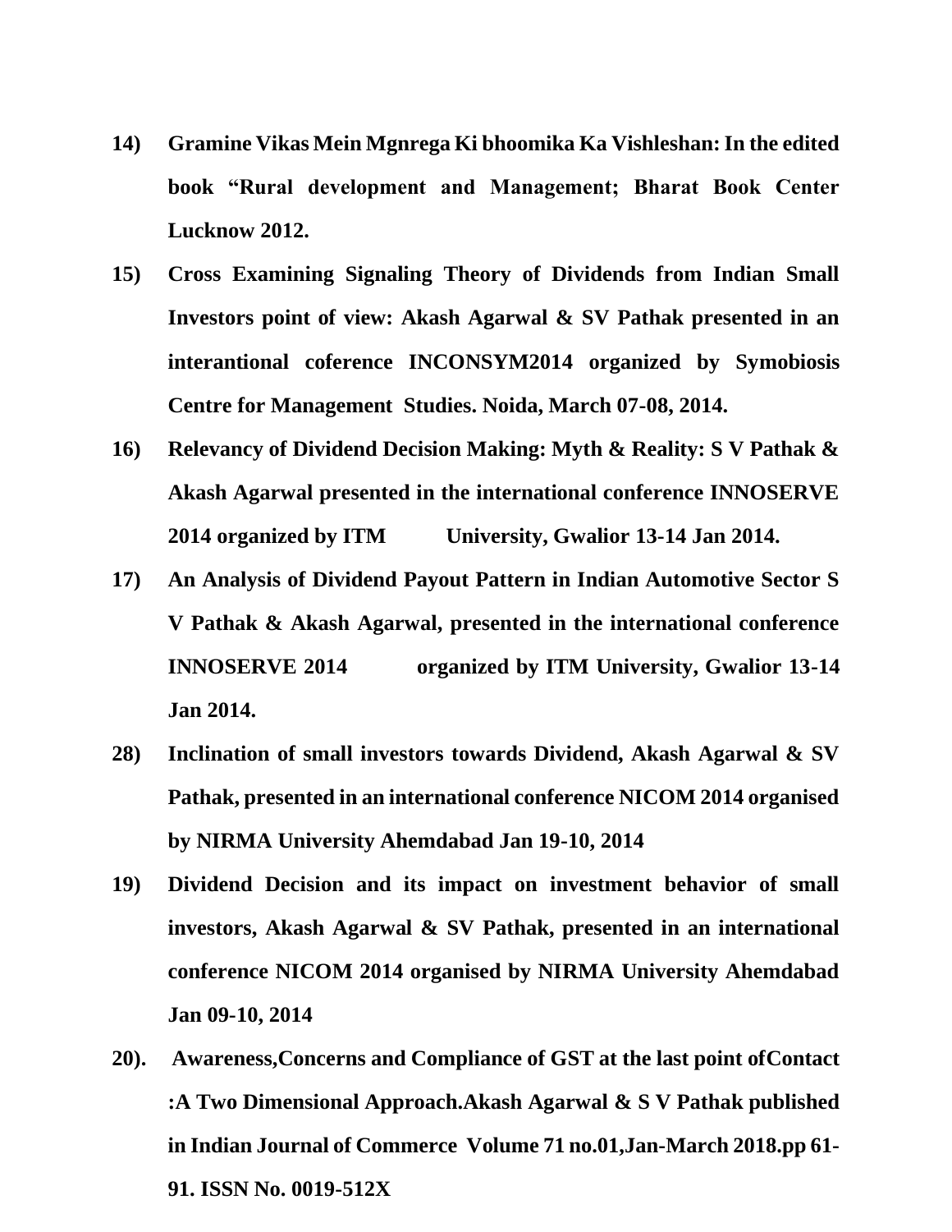**14) Gramine Vikas Mein Mgnrega Ki bhoomika Ka Vishleshan: In the edited book "Rural development and Management; Bharat Book Center Lucknow 2012.**

**15) Cross Examining Signaling Theory of Dividends from Indian Small Investors point of view: Akash Agarwal & SV Pathak presented in an interantional coference INCONSYM2014 organized by Symobiosis Centre for Management Studies. Noida, March 07-08, 2014.**

**16) Relevancy of Dividend Decision Making: Myth & Reality: S V Pathak & Akash Agarwal presented in the international conference INNOSERVE 2014 organized by ITM University, Gwalior 13-14 Jan 2014.**

**17) An Analysis of Dividend Payout Pattern in Indian Automotive Sector S V Pathak & Akash Agarwal, presented in the international conference INNOSERVE 2014 organized by ITM University, Gwalior 13-14 Jan 2014.**

**28) Inclination of small investors towards Dividend, Akash Agarwal & SV Pathak, presented in an international conference NICOM 2014 organised by NIRMA University Ahemdabad Jan 19-10, 2014**

**19) Dividend Decision and its impact on investment behavior of small investors, Akash Agarwal & SV Pathak, presented in an international conference NICOM 2014 organised by NIRMA University Ahemdabad Jan 09-10, 2014**

**20). Awareness,Concerns and Compliance of GST at the last point ofContact :A Two Dimensional Approach.Akash Agarwal & S V Pathak published in Indian Journal of Commerce Volume 71 no.01,Jan-March 2018.pp 61-91. ISSN No. 0019-512X**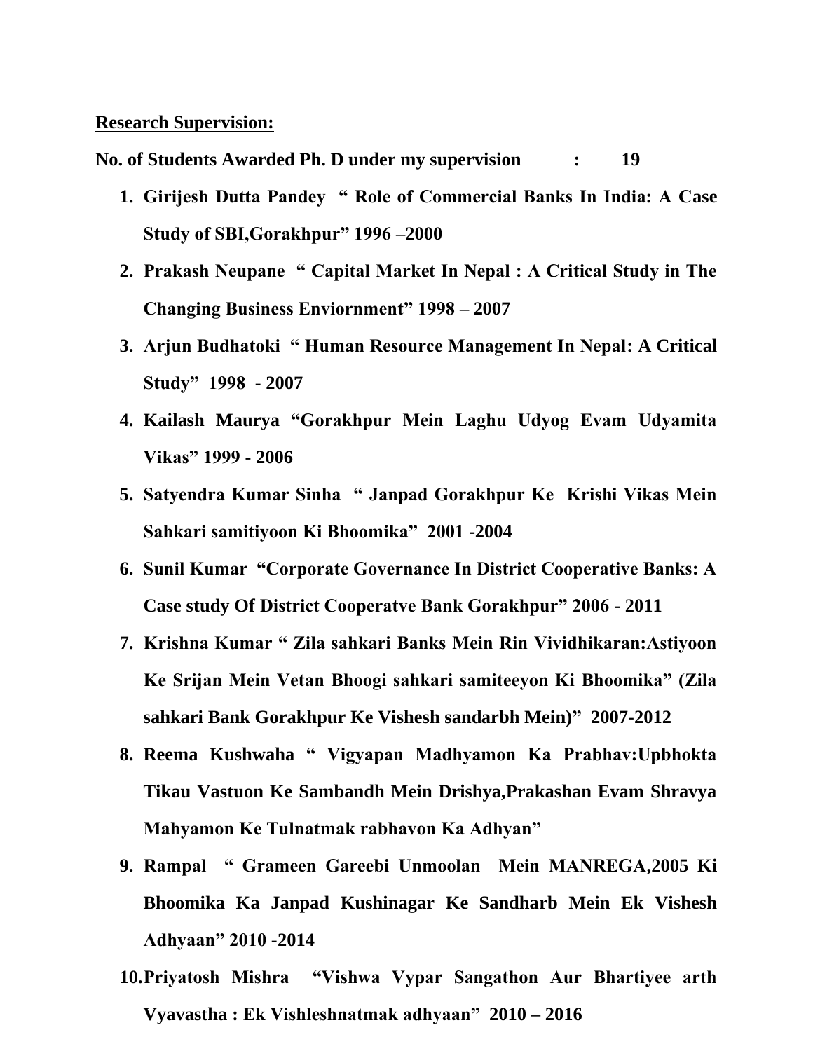**Research Supervision:**

**No. of Students Awarded Ph. D under my supervision : 19**

1. **Girijesh Dutta Pandey " Role of Commercial Banks In India: A Case Study of SBI,Gorakhpur" 1996 –2000**
2. **Prakash Neupane " Capital Market In Nepal : A Critical Study in The Changing Business Enviornment" 1998 – 2007**
3. **Arjun Budhatoki " Human Resource Management In Nepal: A Critical Study" 1998 - 2007**
4. **Kailash Maurya "Gorakhpur Mein Laghu Udyog Evam Udyamita Vikas" 1999 - 2006**
5. **Satyendra Kumar Sinha " Janpad Gorakhpur Ke Krishi Vikas Mein Sahkari samitiyoon Ki Bhoomika" 2001 -2004**
6. **Sunil Kumar "Corporate Governance In District Cooperative Banks: A Case study Of District Cooperatve Bank Gorakhpur" 2006 - 2011**
7. **Krishna Kumar " Zila sahkari Banks Mein Rin Vividhikaran:Astiyoon Ke Srijan Mein Vetan Bhoogi sahkari samiteeyon Ki Bhoomika" (Zila sahkari Bank Gorakhpur Ke Vishesh sandarbh Mein)" 2007-2012**
8. **Reema Kushwaha " Vigyapan Madhyamon Ka Prabhav:Upbhokta Tikau Vastuon Ke Sambandh Mein Drishya,Prakashan Evam Shravya Mahyamon Ke Tulnatmak rabhavon Ka Adhyan"**
9. **Rampal " Grameen Gareebi Unmoolan Mein MANREGA,2005 Ki Bhoomika Ka Janpad Kushinagar Ke Sandharb Mein Ek Vishesh Adhyaan" 2010 -2014**
10. **Priyatosh Mishra "Vishwa Vypar Sangathon Aur Bhartiyee arth Vyavastha : Ek Vishleshnatmak adhyaan" 2010 – 2016**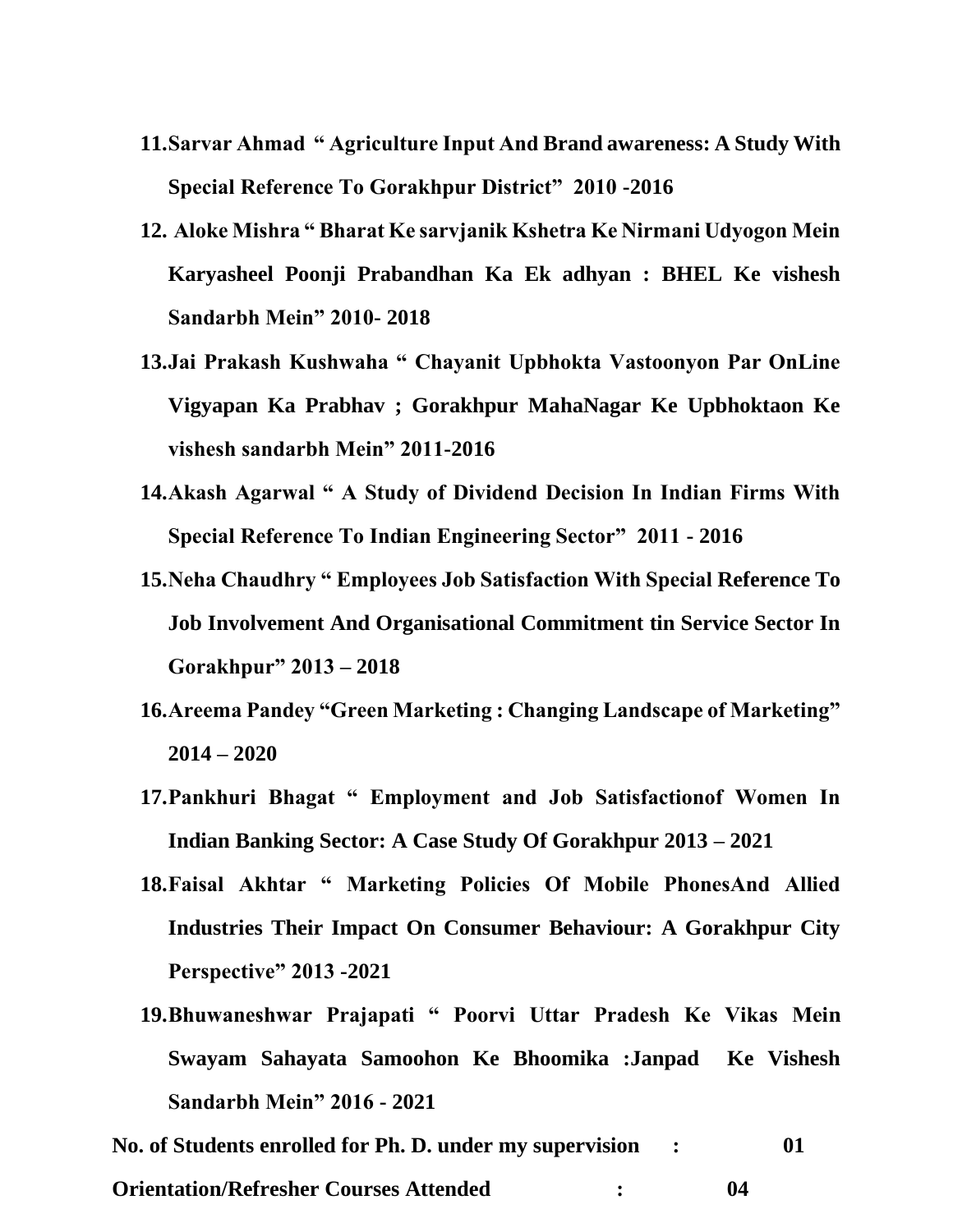11. **Sarvar Ahmad " Agriculture Input And Brand awareness: A Study With Special Reference To Gorakhpur District" 2010 -2016**
12. **Aloke Mishra " Bharat Ke sarvjanik Kshetra Ke Nirmani Udyogon Mein Karyasheel Poonji Prabandhan Ka Ek adhyan : BHEL Ke vishesh Sandarbh Mein" 2010- 2018**
13. **Jai Prakash Kushwaha " Chayanit Upbhokta Vastoonyon Par OnLine Vigyapan Ka Prabhav ; Gorakhpur MahaNagar Ke Upbhoktaon Ke vishesh sandarbh Mein" 2011-2016**
14. **Akash Agarwal " A Study of Dividend Decision In Indian Firms With Special Reference To Indian Engineering Sector" 2011 - 2016**
15. **Neha Chaudhry " Employees Job Satisfaction With Special Reference To Job Involvement And Organisational Commitment tin Service Sector In Gorakhpur" 2013 – 2018**
16. **Areema Pandey "Green Marketing : Changing Landscape of Marketing" 2014 – 2020**
17. **Pankhuri Bhagat " Employment and Job Satisfactionof Women In Indian Banking Sector: A Case Study Of Gorakhpur 2013 – 2021**
18. **Faisal Akhtar " Marketing Policies Of Mobile PhonesAnd Allied Industries Their Impact On Consumer Behaviour: A Gorakhpur City Perspective" 2013 -2021**
19. **Bhuwaneshwar Prajapati " Poorvi Uttar Pradesh Ke Vikas Mein Swayam Sahayata Samoohon Ke Bhoomika :Janpad Ke Vishesh Sandarbh Mein" 2016 - 2021**

**No. of Students enrolled for Ph. D. under my supervision : 01**

**Orientation/Refresher Courses Attended : 04**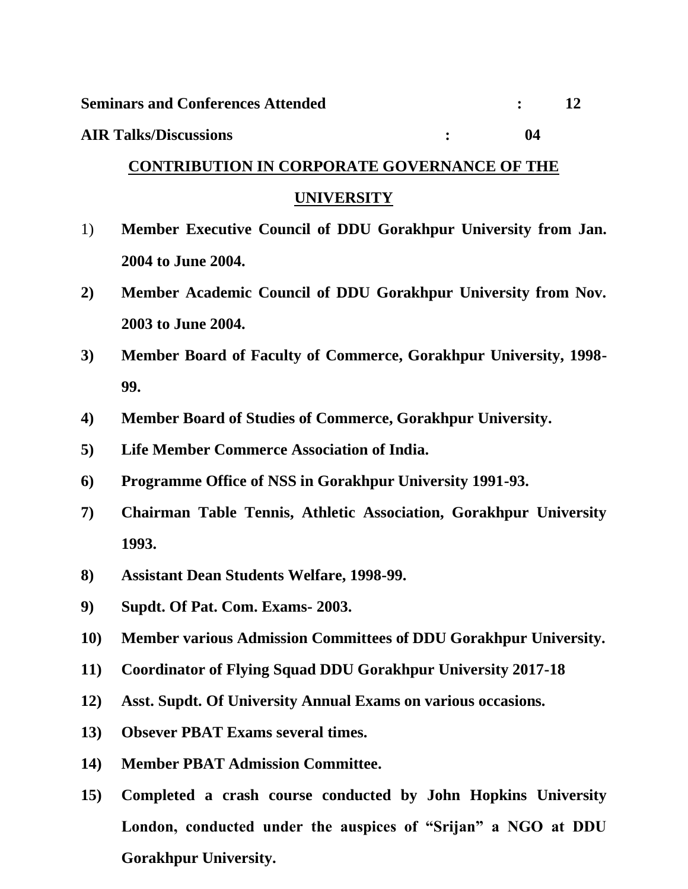**Seminars and Conferences Attended : 12**

**AIR Talks/Discussions : 04**

## CONTRIBUTION IN CORPORATE GOVERNANCE OF THE UNIVERSITY

1) **Member Executive Council of DDU Gorakhpur University from Jan. 2004 to June 2004.**
2) **Member Academic Council of DDU Gorakhpur University from Nov. 2003 to June 2004.**
3) **Member Board of Faculty of Commerce, Gorakhpur University, 1998-99.**
4) **Member Board of Studies of Commerce, Gorakhpur University.**
5) **Life Member Commerce Association of India.**
6) **Programme Office of NSS in Gorakhpur University 1991-93.**
7) **Chairman Table Tennis, Athletic Association, Gorakhpur University 1993.**
8) **Assistant Dean Students Welfare, 1998-99.**
9) **Supdt. Of Pat. Com. Exams- 2003.**
10) **Member various Admission Committees of DDU Gorakhpur University.**
11) **Coordinator of Flying Squad DDU Gorakhpur University 2017-18**
12) **Asst. Supdt. Of University Annual Exams on various occasions.**
13) **Obsever PBAT Exams several times.**
14) **Member PBAT Admission Committee.**
15) **Completed a crash course conducted by John Hopkins University London, conducted under the auspices of "Srijan" a NGO at DDU Gorakhpur University.**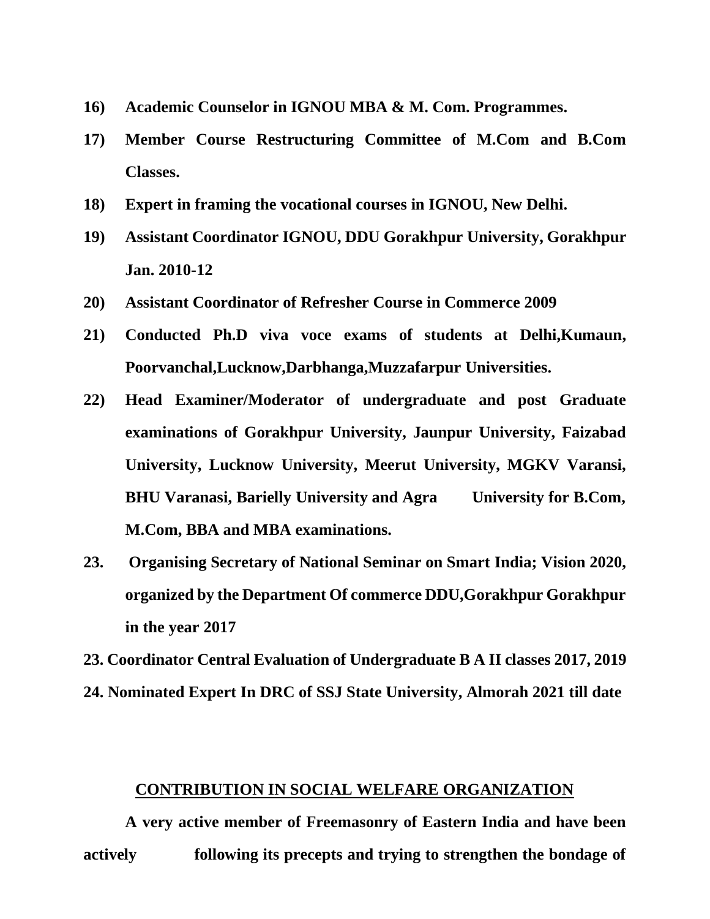16) **Academic Counselor in IGNOU MBA & M. Com. Programmes.**

17) **Member Course Restructuring Committee of M.Com and B.Com Classes.**

18) **Expert in framing the vocational courses in IGNOU, New Delhi.**

19) **Assistant Coordinator IGNOU, DDU Gorakhpur University, Gorakhpur Jan. 2010-12**

20) **Assistant Coordinator of Refresher Course in Commerce 2009**

21) **Conducted Ph.D viva voce exams of students at Delhi,Kumaun, Poorvanchal,Lucknow,Darbhanga,Muzzafarpur Universities.**

22) **Head Examiner/Moderator of undergraduate and post Graduate examinations of Gorakhpur University, Jaunpur University, Faizabad University, Lucknow University, Meerut University, MGKV Varansi, BHU Varanasi, Barielly University and Agra University for B.Com, M.Com, BBA and MBA examinations.**

23. **Organising Secretary of National Seminar on Smart India; Vision 2020, organized by the Department Of commerce DDU,Gorakhpur Gorakhpur in the year 2017**

23. **Coordinator Central Evaluation of Undergraduate B A II classes 2017, 2019**

24. **Nominated Expert In DRC of SSJ State University, Almorah 2021 till date**

## CONTRIBUTION IN SOCIAL WELFARE ORGANIZATION

**A very active member of Freemasonry of Eastern India and have been actively following its precepts and trying to strengthen the bondage of**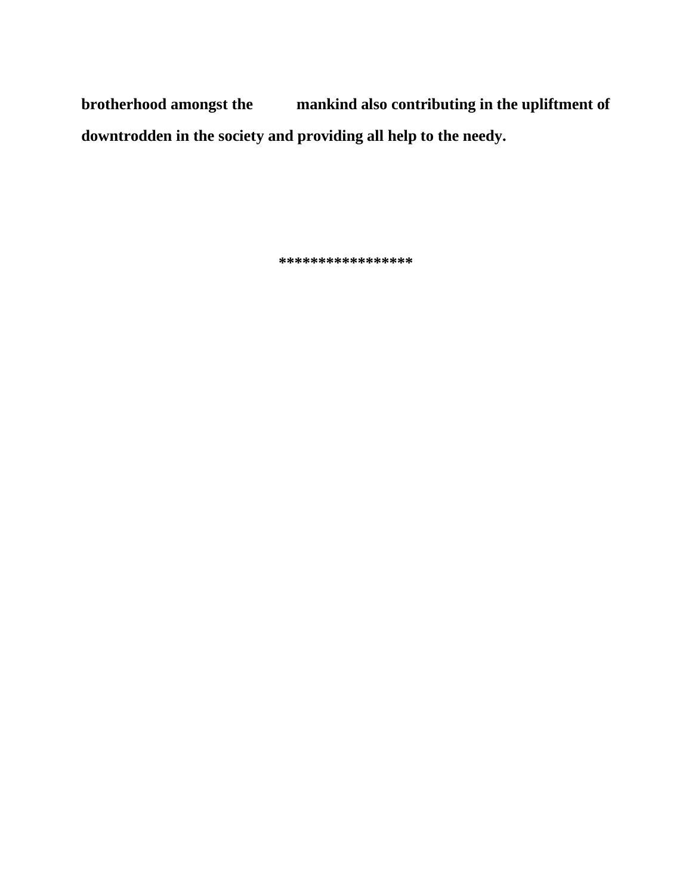**brotherhood amongst the mankind also contributing in the upliftment of downtrodden in the society and providing all help to the needy.**

*****************